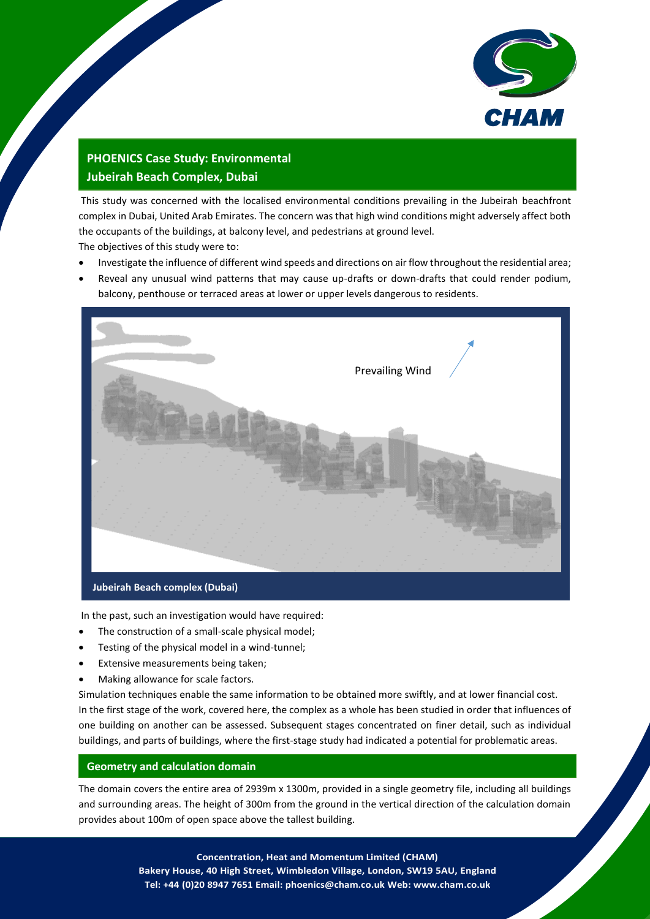## PHOENICS Case Study: Environmental
## Jubeirah Beach Complex, Dubai

This study was concerned with the localised environmental conditions prevailing in the Jubeirah beachfront complex in Dubai, United Arab Emirates. The concern was that high wind conditions might adversely affect both the occupants of the buildings, at balcony level, and pedestrians at ground level.

The objectives of this study were to:

- Investigate the influence of different wind speeds and directions on air flow throughout the residential area;
- Reveal any unusual wind patterns that may cause up-drafts or down-drafts that could render podium, balcony, penthouse or terraced areas at lower or upper levels dangerous to residents.

Prevailing Wind

**Jubeirah Beach complex (Dubai)**

In the past, such an investigation would have required:

- The construction of a small-scale physical model;
- Testing of the physical model in a wind-tunnel;
- Extensive measurements being taken;
- Making allowance for scale factors.

Simulation techniques enable the same information to be obtained more swiftly, and at lower financial cost.

In the first stage of the work, covered here, the complex as a whole has been studied in order that influences of one building on another can be assessed. Subsequent stages concentrated on finer detail, such as individual buildings, and parts of buildings, where the first-stage study had indicated a potential for problematic areas.

### Geometry and calculation domain

The domain covers the entire area of 2939m x 1300m, provided in a single geometry file, including all buildings and surrounding areas. The height of 300m from the ground in the vertical direction of the calculation domain provides about 100m of open space above the tallest building.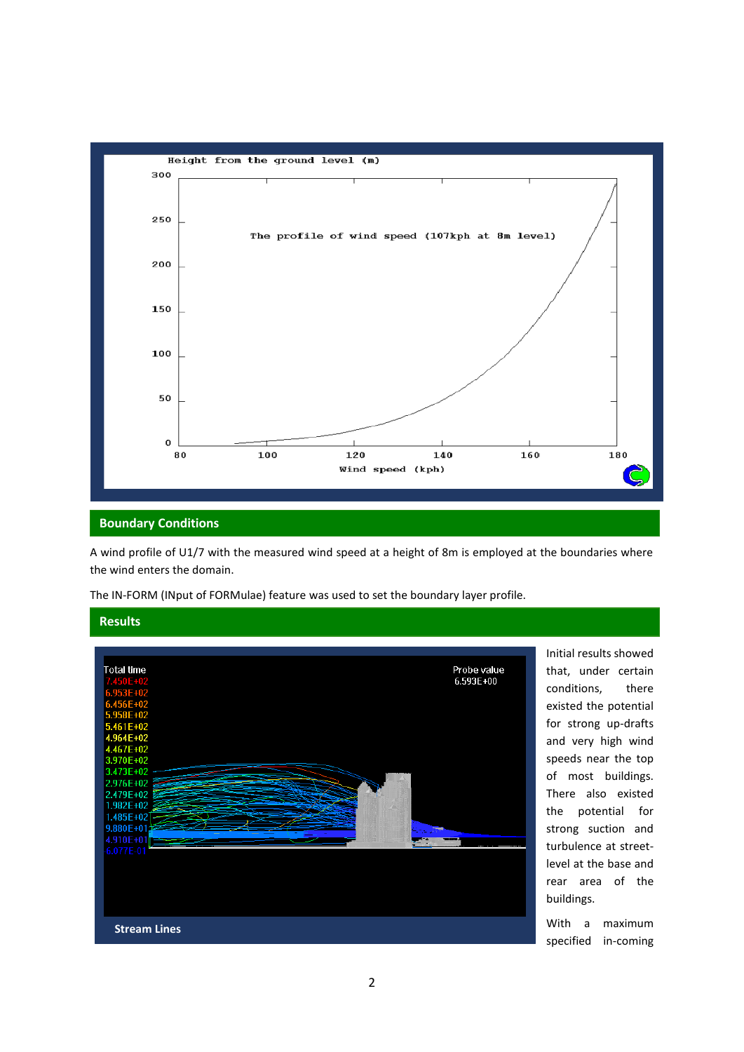## Boundary Conditions

A wind profile of U1/7 with the measured wind speed at a height of 8m is employed at the boundaries where the wind enters the domain.

The IN-FORM (INput of FORMulae) feature was used to set the boundary layer profile.

## Results

**Stream Lines**

Initial results showed that, under certain conditions, there existed the potential for strong up-drafts and very high wind speeds near the top of most buildings. There also existed the potential for strong suction and turbulence at street-level at the base and rear area of the buildings.

With a maximum specified in-coming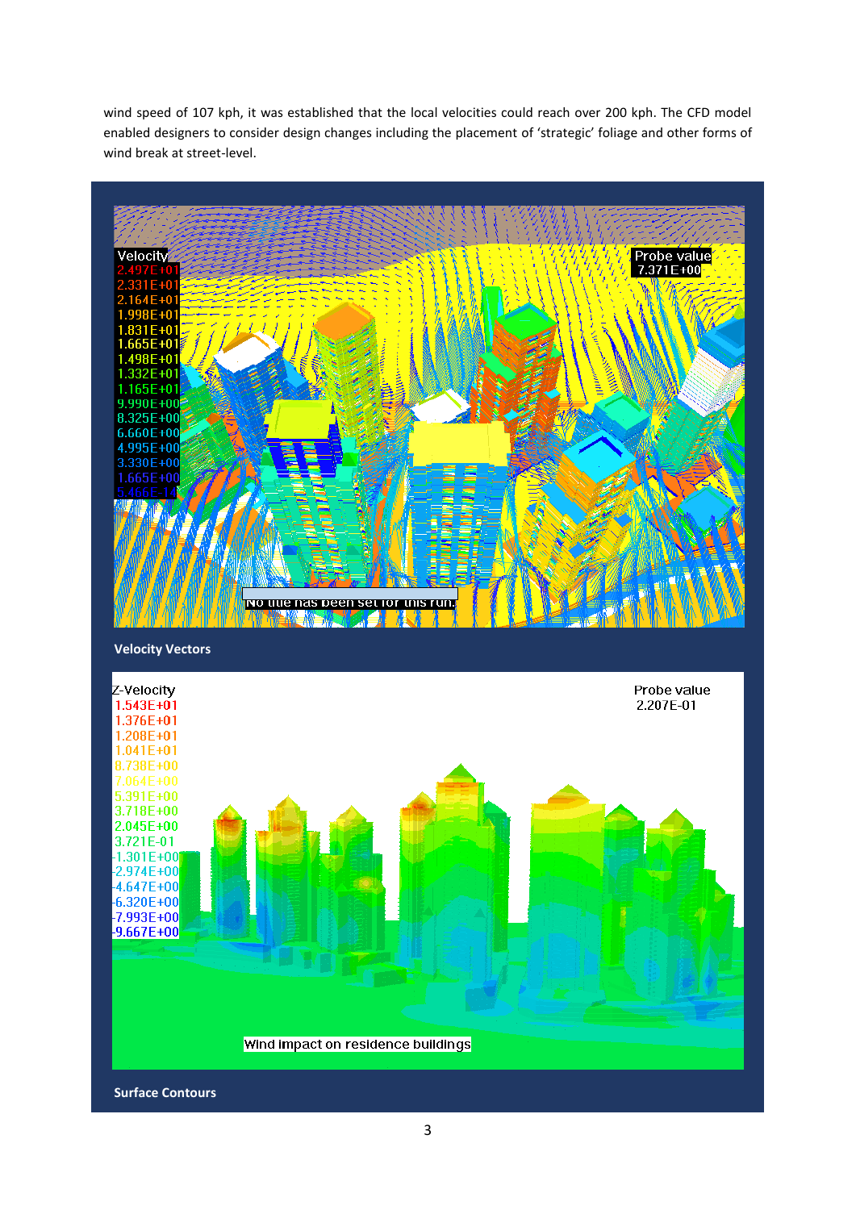wind speed of 107 kph, it was established that the local velocities could reach over 200 kph. The CFD model enabled designers to consider design changes including the placement of 'strategic' foliage and other forms of wind break at street-level.

Velocity
2.497E+01
2.331E+01
2.164E+01
1.998E+01
1.831E+01
1.665E+01
1.498E+01
1.332E+01
1.165E+01
9.990E+00
8.325E+00
6.660E+00
4.995E+00
3.330E+00
1.665E+00
5.466E-14

Probe value
7.371E+00

No title has been set for this run.

**Velocity Vectors**

Z-Velocity
1.543E+01
1.376E+01
1.208E+01
1.041E+01
8.738E+00
7.064E+00
5.391E+00
3.718E+00
2.045E+00
3.721E-01
-1.301E+00
-2.974E+00
-4.647E+00
-6.320E+00
-7.993E+00
-9.667E+00

Probe value
2.207E-01

Wind impact on residence buildings

**Surface Contours**